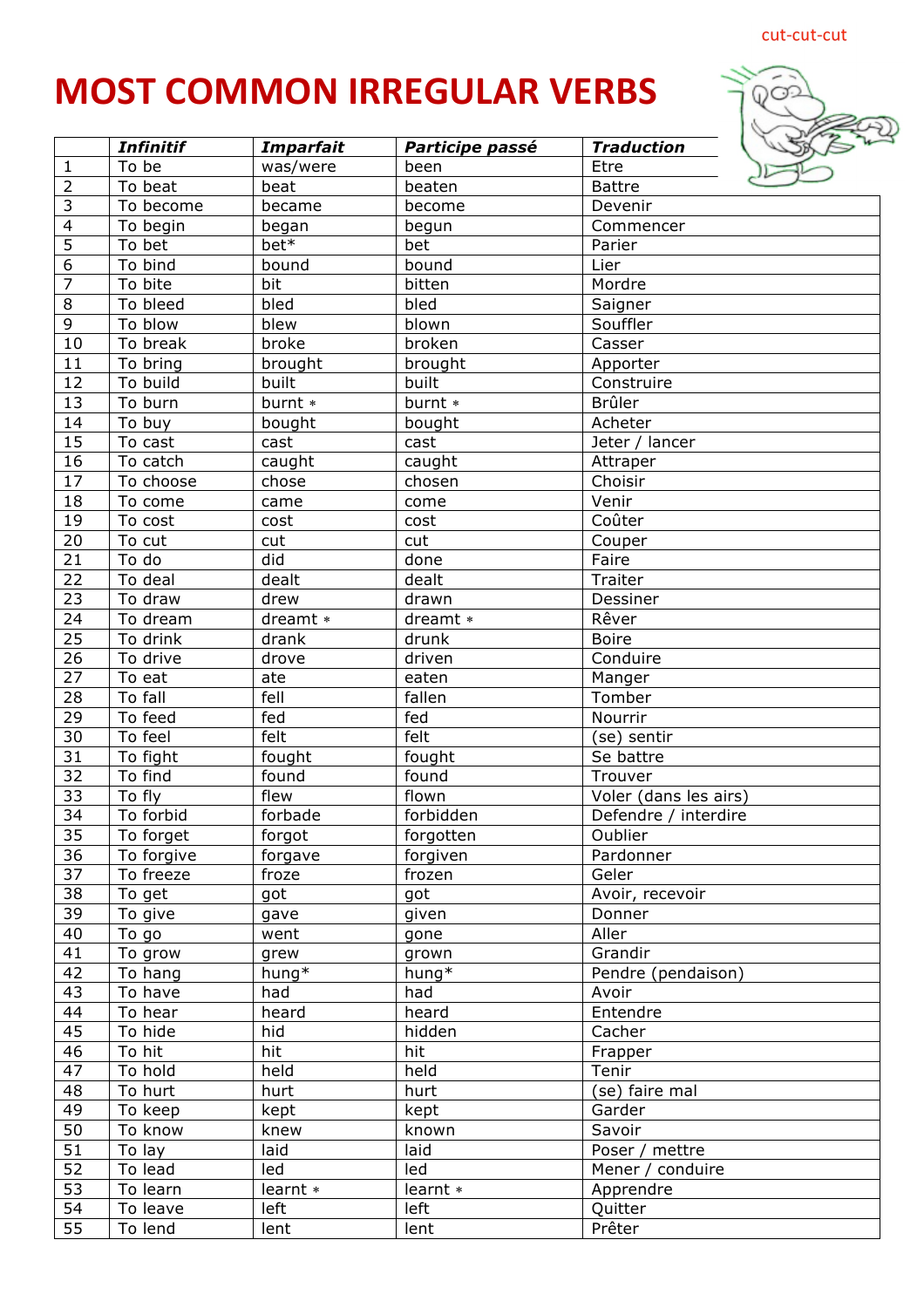cut-cut-cut

# MOST COMMON IRREGULAR VERBS

| | *Infinitif* | *Imparfait* | *Participe passé* | *Traduction* |
|---|---|---|---|---|
| 1 | To be | was/were | been | Etre |
| 2 | To beat | beat | beaten | Battre |
| 3 | To become | became | become | Devenir |
| 4 | To begin | began | begun | Commencer |
| 5 | To bet | bet* | bet | Parier |
| 6 | To bind | bound | bound | Lier |
| 7 | To bite | bit | bitten | Mordre |
| 8 | To bleed | bled | bled | Saigner |
| 9 | To blow | blew | blown | Souffler |
| 10 | To break | broke | broken | Casser |
| 11 | To bring | brought | brought | Apporter |
| 12 | To build | built | built | Construire |
| 13 | To burn | burnt * | burnt * | Brûler |
| 14 | To buy | bought | bought | Acheter |
| 15 | To cast | cast | cast | Jeter / lancer |
| 16 | To catch | caught | caught | Attraper |
| 17 | To choose | chose | chosen | Choisir |
| 18 | To come | came | come | Venir |
| 19 | To cost | cost | cost | Coûter |
| 20 | To cut | cut | cut | Couper |
| 21 | To do | did | done | Faire |
| 22 | To deal | dealt | dealt | Traiter |
| 23 | To draw | drew | drawn | Dessiner |
| 24 | To dream | dreamt * | dreamt * | Rêver |
| 25 | To drink | drank | drunk | Boire |
| 26 | To drive | drove | driven | Conduire |
| 27 | To eat | ate | eaten | Manger |
| 28 | To fall | fell | fallen | Tomber |
| 29 | To feed | fed | fed | Nourrir |
| 30 | To feel | felt | felt | (se) sentir |
| 31 | To fight | fought | fought | Se battre |
| 32 | To find | found | found | Trouver |
| 33 | To fly | flew | flown | Voler (dans les airs) |
| 34 | To forbid | forbade | forbidden | Defendre / interdire |
| 35 | To forget | forgot | forgotten | Oublier |
| 36 | To forgive | forgave | forgiven | Pardonner |
| 37 | To freeze | froze | frozen | Geler |
| 38 | To get | got | got | Avoir, recevoir |
| 39 | To give | gave | given | Donner |
| 40 | To go | went | gone | Aller |
| 41 | To grow | grew | grown | Grandir |
| 42 | To hang | hung* | hung* | Pendre (pendaison) |
| 43 | To have | had | had | Avoir |
| 44 | To hear | heard | heard | Entendre |
| 45 | To hide | hid | hidden | Cacher |
| 46 | To hit | hit | hit | Frapper |
| 47 | To hold | held | held | Tenir |
| 48 | To hurt | hurt | hurt | (se) faire mal |
| 49 | To keep | kept | kept | Garder |
| 50 | To know | knew | known | Savoir |
| 51 | To lay | laid | laid | Poser / mettre |
| 52 | To lead | led | led | Mener / conduire |
| 53 | To learn | learnt * | learnt * | Apprendre |
| 54 | To leave | left | left | Quitter |
| 55 | To lend | lent | lent | Prêter |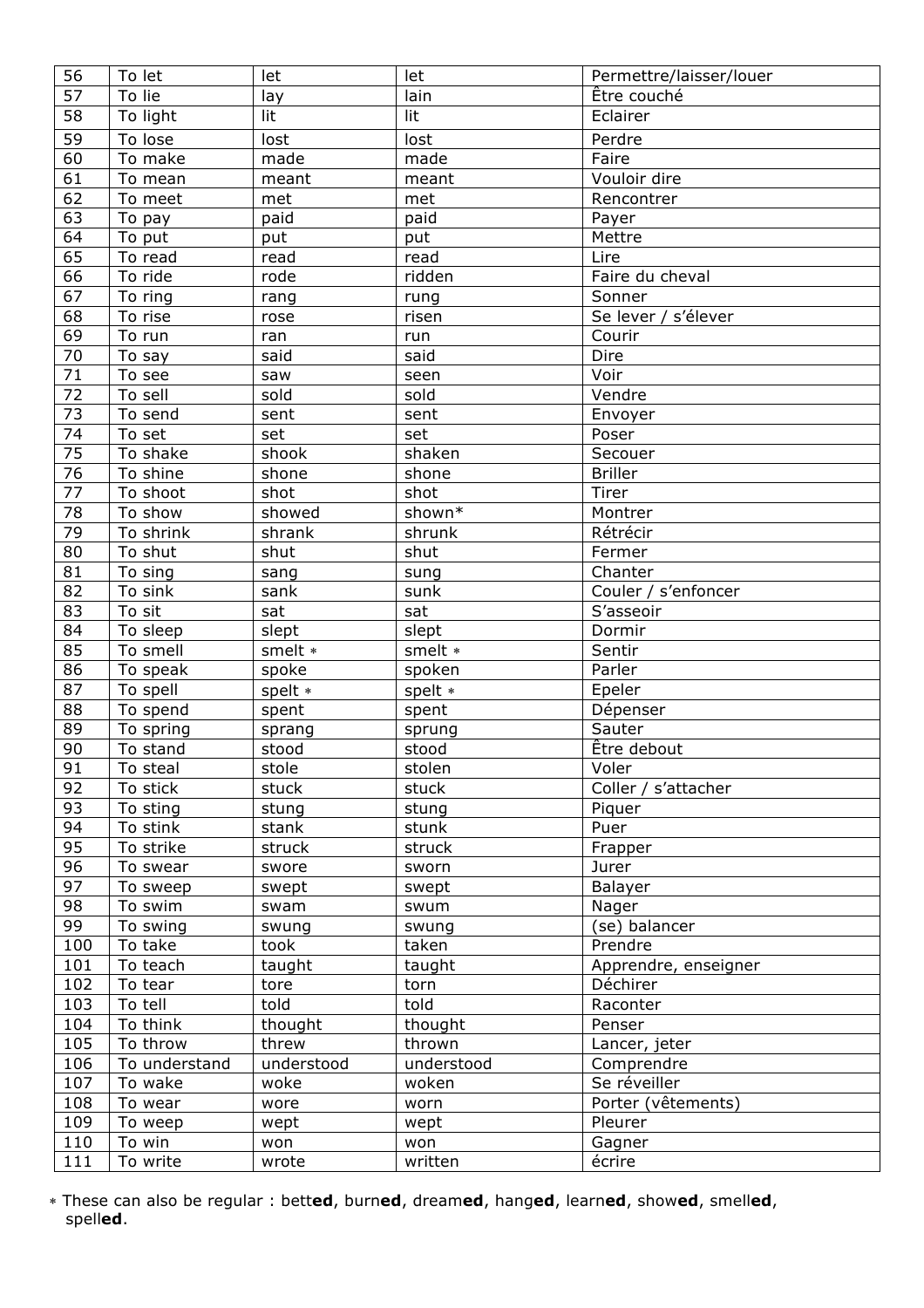| | | | | |
|---|---|---|---|---|
| 56 | To let | let | let | Permettre/laisser/louer |
| 57 | To lie | lay | lain | Être couché |
| 58 | To light | lit | lit | Eclairer |
| 59 | To lose | lost | lost | Perdre |
| 60 | To make | made | made | Faire |
| 61 | To mean | meant | meant | Vouloir dire |
| 62 | To meet | met | met | Rencontrer |
| 63 | To pay | paid | paid | Payer |
| 64 | To put | put | put | Mettre |
| 65 | To read | read | read | Lire |
| 66 | To ride | rode | ridden | Faire du cheval |
| 67 | To ring | rang | rung | Sonner |
| 68 | To rise | rose | risen | Se lever / s'élever |
| 69 | To run | ran | run | Courir |
| 70 | To say | said | said | Dire |
| 71 | To see | saw | seen | Voir |
| 72 | To sell | sold | sold | Vendre |
| 73 | To send | sent | sent | Envoyer |
| 74 | To set | set | set | Poser |
| 75 | To shake | shook | shaken | Secouer |
| 76 | To shine | shone | shone | Briller |
| 77 | To shoot | shot | shot | Tirer |
| 78 | To show | showed | shown* | Montrer |
| 79 | To shrink | shrank | shrunk | Rétrécir |
| 80 | To shut | shut | shut | Fermer |
| 81 | To sing | sang | sung | Chanter |
| 82 | To sink | sank | sunk | Couler / s'enfoncer |
| 83 | To sit | sat | sat | S'asseoir |
| 84 | To sleep | slept | slept | Dormir |
| 85 | To smell | smelt * | smelt * | Sentir |
| 86 | To speak | spoke | spoken | Parler |
| 87 | To spell | spelt * | spelt * | Epeler |
| 88 | To spend | spent | spent | Dépenser |
| 89 | To spring | sprang | sprung | Sauter |
| 90 | To stand | stood | stood | Être debout |
| 91 | To steal | stole | stolen | Voler |
| 92 | To stick | stuck | stuck | Coller / s'attacher |
| 93 | To sting | stung | stung | Piquer |
| 94 | To stink | stank | stunk | Puer |
| 95 | To strike | struck | struck | Frapper |
| 96 | To swear | swore | sworn | Jurer |
| 97 | To sweep | swept | swept | Balayer |
| 98 | To swim | swam | swum | Nager |
| 99 | To swing | swung | swung | (se) balancer |
| 100 | To take | took | taken | Prendre |
| 101 | To teach | taught | taught | Apprendre, enseigner |
| 102 | To tear | tore | torn | Déchirer |
| 103 | To tell | told | told | Raconter |
| 104 | To think | thought | thought | Penser |
| 105 | To throw | threw | thrown | Lancer, jeter |
| 106 | To understand | understood | understood | Comprendre |
| 107 | To wake | woke | woken | Se réveiller |
| 108 | To wear | wore | worn | Porter (vêtements) |
| 109 | To weep | wept | wept | Pleurer |
| 110 | To win | won | won | Gagner |
| 111 | To write | wrote | written | écrire |

* These can also be regular : bett**ed**, burn**ed**, dream**ed**, hang**ed**, learn**ed**, show**ed**, smell**ed**, spell**ed**.